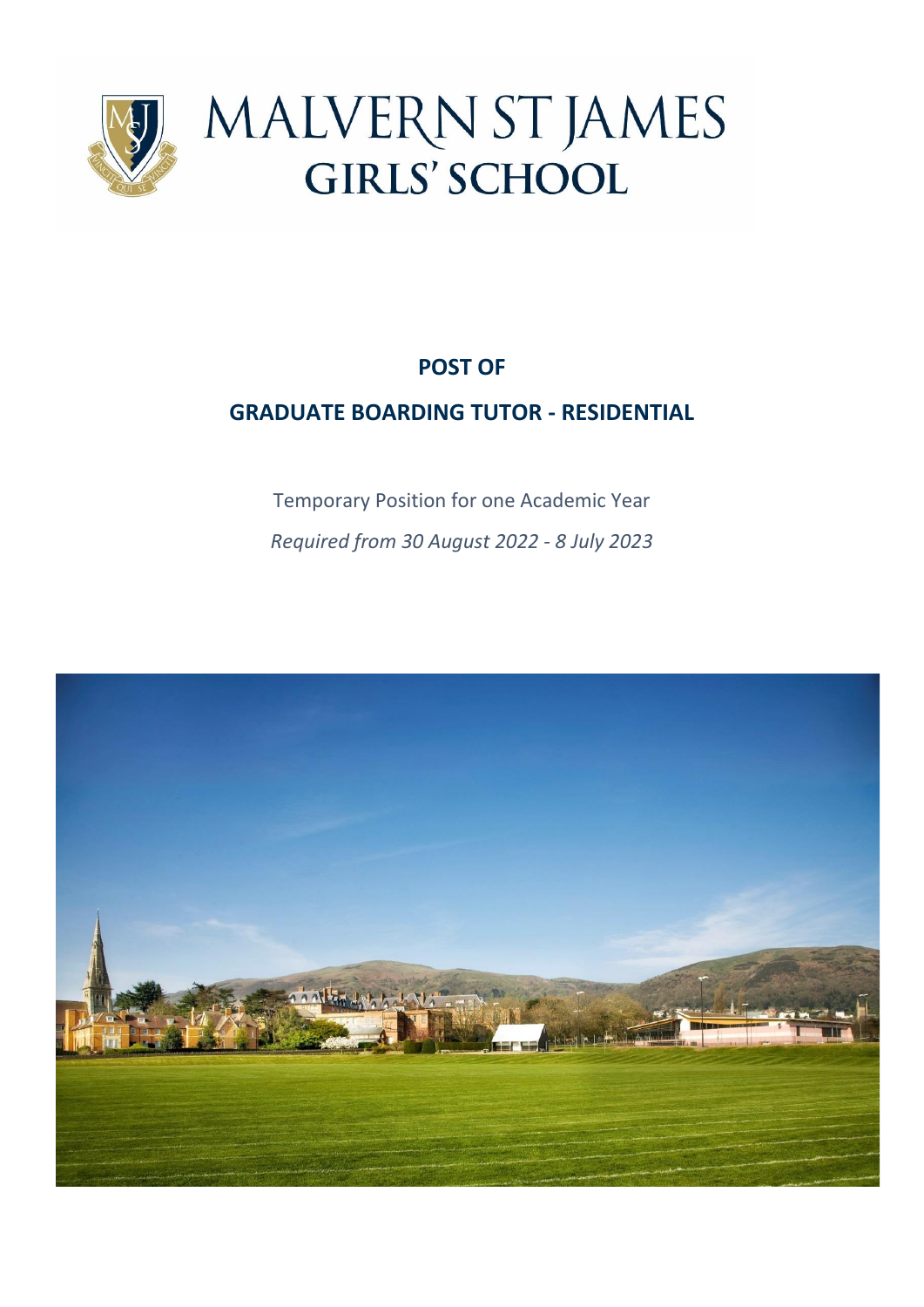# MALVERN ST JAMES GIRLS' SCHOOL

## POST OF

## GRADUATE BOARDING TUTOR - RESIDENTIAL

Temporary Position for one Academic Year

*Required from 30 August 2022 - 8 July 2023*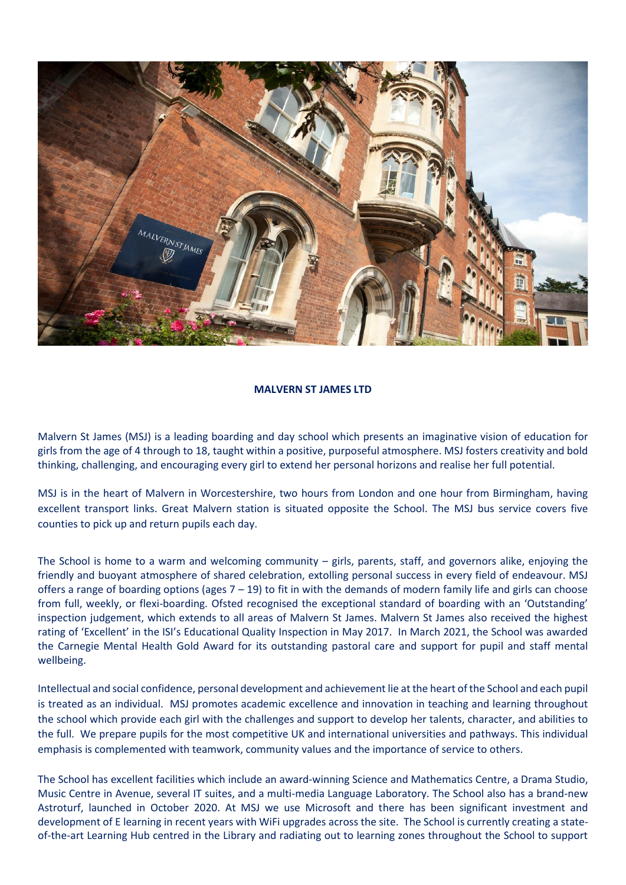**MALVERN ST JAMES LTD**

Malvern St James (MSJ) is a leading boarding and day school which presents an imaginative vision of education for girls from the age of 4 through to 18, taught within a positive, purposeful atmosphere. MSJ fosters creativity and bold thinking, challenging, and encouraging every girl to extend her personal horizons and realise her full potential.

MSJ is in the heart of Malvern in Worcestershire, two hours from London and one hour from Birmingham, having excellent transport links. Great Malvern station is situated opposite the School. The MSJ bus service covers five counties to pick up and return pupils each day.

The School is home to a warm and welcoming community – girls, parents, staff, and governors alike, enjoying the friendly and buoyant atmosphere of shared celebration, extolling personal success in every field of endeavour. MSJ offers a range of boarding options (ages 7 – 19) to fit in with the demands of modern family life and girls can choose from full, weekly, or flexi-boarding. Ofsted recognised the exceptional standard of boarding with an 'Outstanding' inspection judgement, which extends to all areas of Malvern St James. Malvern St James also received the highest rating of 'Excellent' in the ISI's Educational Quality Inspection in May 2017. In March 2021, the School was awarded the Carnegie Mental Health Gold Award for its outstanding pastoral care and support for pupil and staff mental wellbeing.

Intellectual and social confidence, personal development and achievement lie at the heart of the School and each pupil is treated as an individual. MSJ promotes academic excellence and innovation in teaching and learning throughout the school which provide each girl with the challenges and support to develop her talents, character, and abilities to the full. We prepare pupils for the most competitive UK and international universities and pathways. This individual emphasis is complemented with teamwork, community values and the importance of service to others.

The School has excellent facilities which include an award-winning Science and Mathematics Centre, a Drama Studio, Music Centre in Avenue, several IT suites, and a multi-media Language Laboratory. The School also has a brand-new Astroturf, launched in October 2020. At MSJ we use Microsoft and there has been significant investment and development of E learning in recent years with WiFi upgrades across the site. The School is currently creating a state-of-the-art Learning Hub centred in the Library and radiating out to learning zones throughout the School to support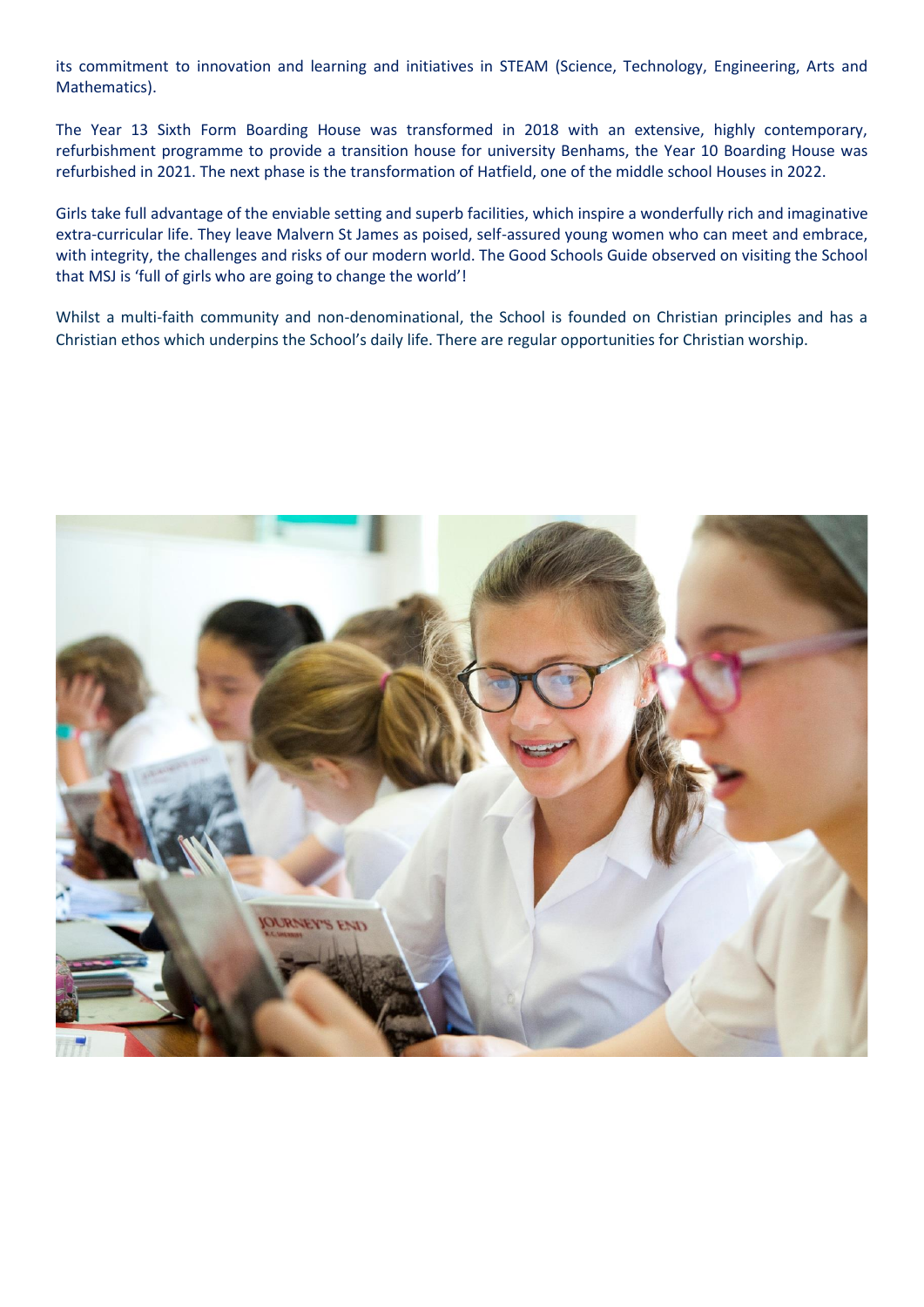its commitment to innovation and learning and initiatives in STEAM (Science, Technology, Engineering, Arts and Mathematics).

The Year 13 Sixth Form Boarding House was transformed in 2018 with an extensive, highly contemporary, refurbishment programme to provide a transition house for university Benhams, the Year 10 Boarding House was refurbished in 2021. The next phase is the transformation of Hatfield, one of the middle school Houses in 2022.

Girls take full advantage of the enviable setting and superb facilities, which inspire a wonderfully rich and imaginative extra-curricular life. They leave Malvern St James as poised, self-assured young women who can meet and embrace, with integrity, the challenges and risks of our modern world. The Good Schools Guide observed on visiting the School that MSJ is 'full of girls who are going to change the world'!

Whilst a multi-faith community and non-denominational, the School is founded on Christian principles and has a Christian ethos which underpins the School's daily life. There are regular opportunities for Christian worship.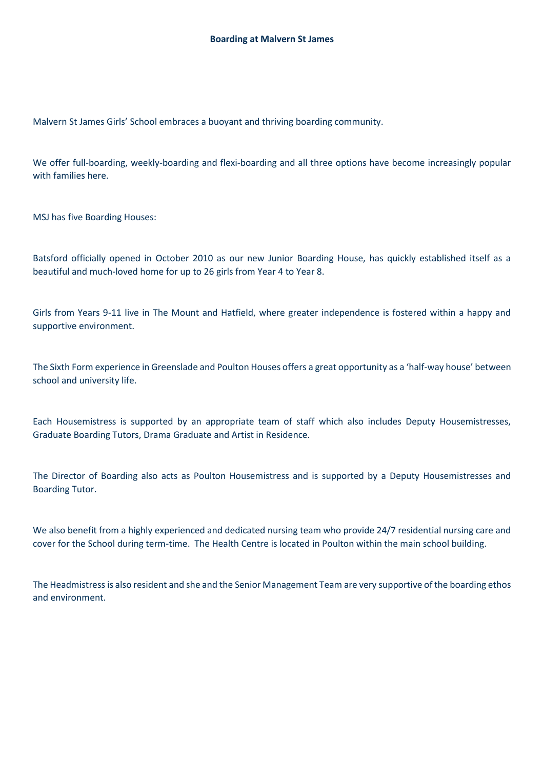# Boarding at Malvern St James

Malvern St James Girls' School embraces a buoyant and thriving boarding community.

We offer full-boarding, weekly-boarding and flexi-boarding and all three options have become increasingly popular with families here.

MSJ has five Boarding Houses:

Batsford officially opened in October 2010 as our new Junior Boarding House, has quickly established itself as a beautiful and much-loved home for up to 26 girls from Year 4 to Year 8.

Girls from Years 9-11 live in The Mount and Hatfield, where greater independence is fostered within a happy and supportive environment.

The Sixth Form experience in Greenslade and Poulton Houses offers a great opportunity as a 'half-way house' between school and university life.

Each Housemistress is supported by an appropriate team of staff which also includes Deputy Housemistresses, Graduate Boarding Tutors, Drama Graduate and Artist in Residence.

The Director of Boarding also acts as Poulton Housemistress and is supported by a Deputy Housemistresses and Boarding Tutor.

We also benefit from a highly experienced and dedicated nursing team who provide 24/7 residential nursing care and cover for the School during term-time. The Health Centre is located in Poulton within the main school building.

The Headmistress is also resident and she and the Senior Management Team are very supportive of the boarding ethos and environment.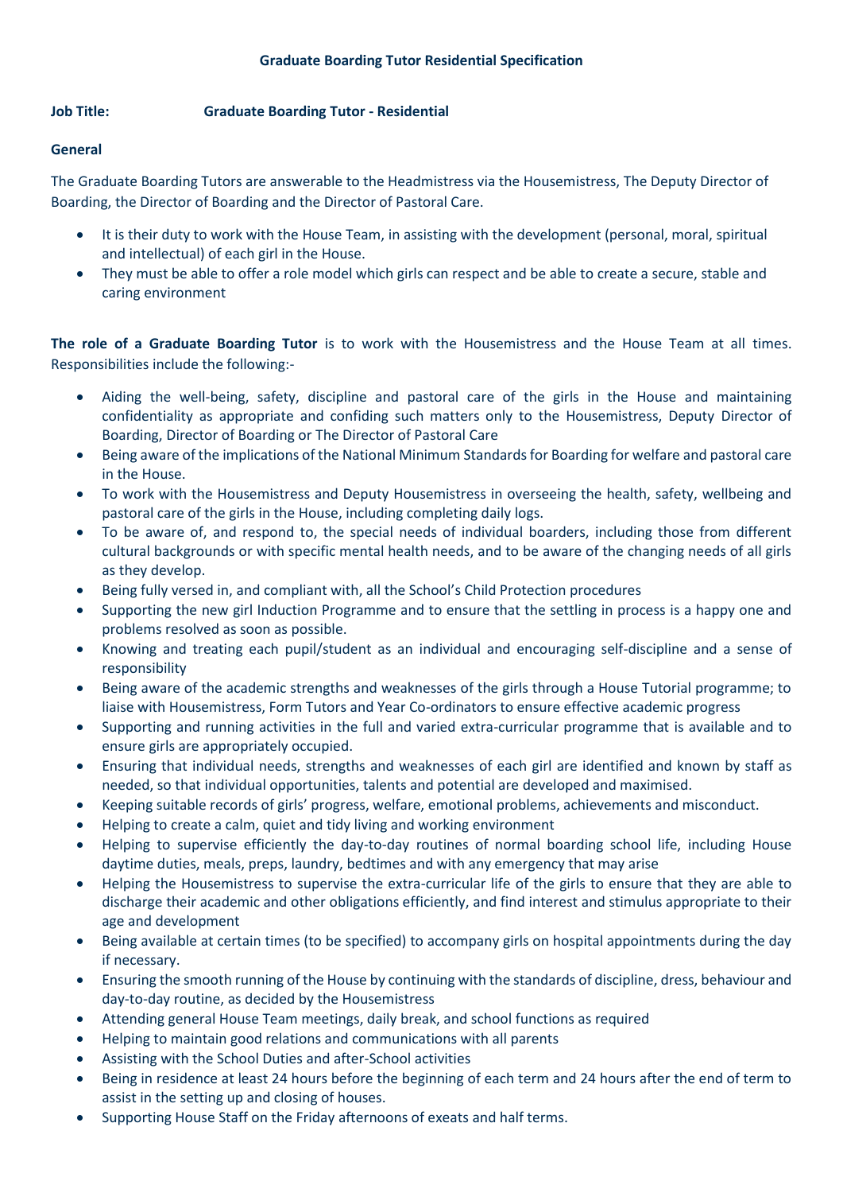# Graduate Boarding Tutor Residential Specification

**Job Title:** **Graduate Boarding Tutor - Residential**

**General**

The Graduate Boarding Tutors are answerable to the Headmistress via the Housemistress, The Deputy Director of Boarding, the Director of Boarding and the Director of Pastoral Care.

- It is their duty to work with the House Team, in assisting with the development (personal, moral, spiritual and intellectual) of each girl in the House.
- They must be able to offer a role model which girls can respect and be able to create a secure, stable and caring environment

**The role of a Graduate Boarding Tutor** is to work with the Housemistress and the House Team at all times. Responsibilities include the following:-

- Aiding the well-being, safety, discipline and pastoral care of the girls in the House and maintaining confidentiality as appropriate and confiding such matters only to the Housemistress, Deputy Director of Boarding, Director of Boarding or The Director of Pastoral Care
- Being aware of the implications of the National Minimum Standards for Boarding for welfare and pastoral care in the House.
- To work with the Housemistress and Deputy Housemistress in overseeing the health, safety, wellbeing and pastoral care of the girls in the House, including completing daily logs.
- To be aware of, and respond to, the special needs of individual boarders, including those from different cultural backgrounds or with specific mental health needs, and to be aware of the changing needs of all girls as they develop.
- Being fully versed in, and compliant with, all the School's Child Protection procedures
- Supporting the new girl Induction Programme and to ensure that the settling in process is a happy one and problems resolved as soon as possible.
- Knowing and treating each pupil/student as an individual and encouraging self-discipline and a sense of responsibility
- Being aware of the academic strengths and weaknesses of the girls through a House Tutorial programme; to liaise with Housemistress, Form Tutors and Year Co-ordinators to ensure effective academic progress
- Supporting and running activities in the full and varied extra-curricular programme that is available and to ensure girls are appropriately occupied.
- Ensuring that individual needs, strengths and weaknesses of each girl are identified and known by staff as needed, so that individual opportunities, talents and potential are developed and maximised.
- Keeping suitable records of girls' progress, welfare, emotional problems, achievements and misconduct.
- Helping to create a calm, quiet and tidy living and working environment
- Helping to supervise efficiently the day-to-day routines of normal boarding school life, including House daytime duties, meals, preps, laundry, bedtimes and with any emergency that may arise
- Helping the Housemistress to supervise the extra-curricular life of the girls to ensure that they are able to discharge their academic and other obligations efficiently, and find interest and stimulus appropriate to their age and development
- Being available at certain times (to be specified) to accompany girls on hospital appointments during the day if necessary.
- Ensuring the smooth running of the House by continuing with the standards of discipline, dress, behaviour and day-to-day routine, as decided by the Housemistress
- Attending general House Team meetings, daily break, and school functions as required
- Helping to maintain good relations and communications with all parents
- Assisting with the School Duties and after-School activities
- Being in residence at least 24 hours before the beginning of each term and 24 hours after the end of term to assist in the setting up and closing of houses.
- Supporting House Staff on the Friday afternoons of exeats and half terms.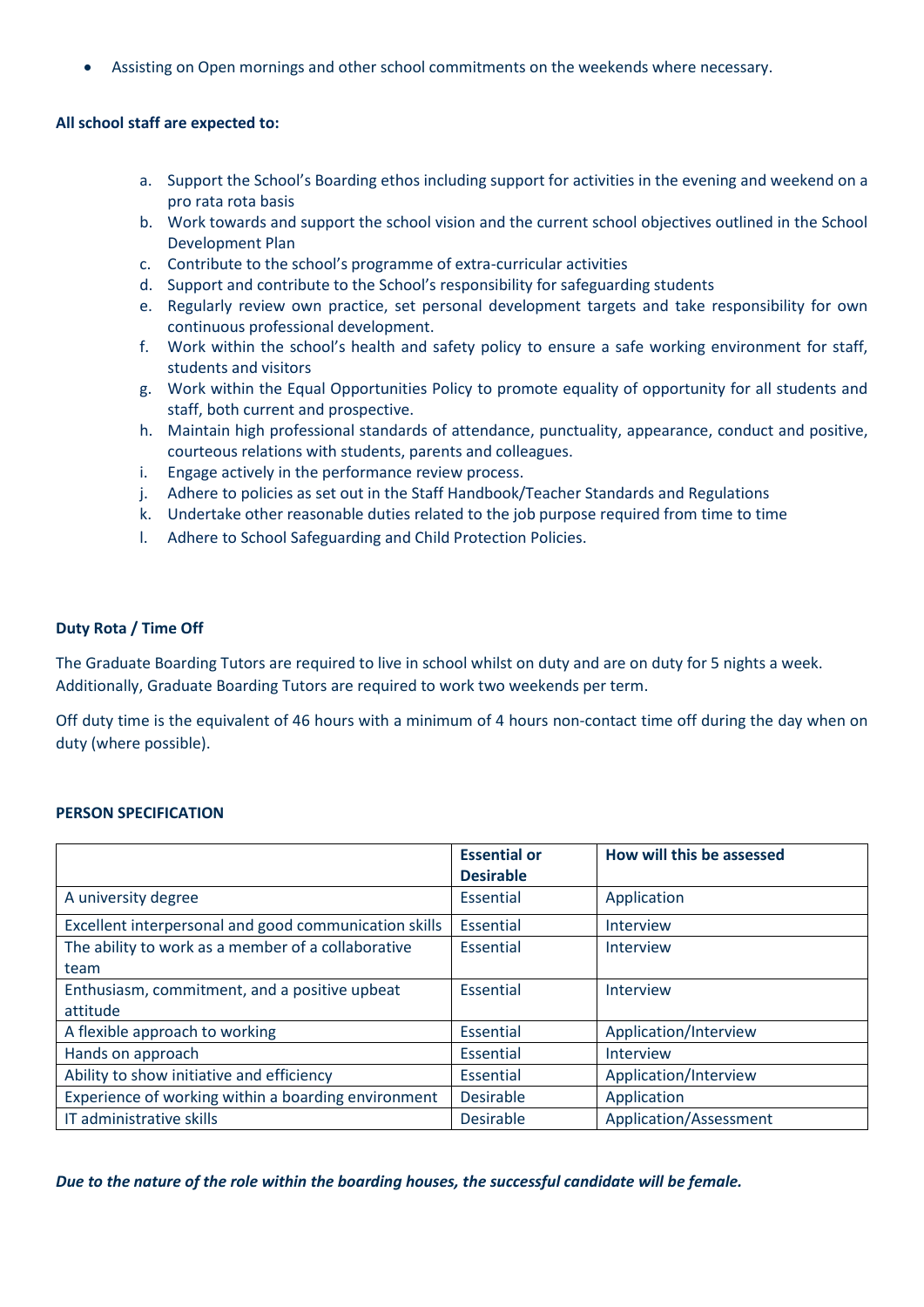- Assisting on Open mornings and other school commitments on the weekends where necessary.

**All school staff are expected to:**

a. Support the School's Boarding ethos including support for activities in the evening and weekend on a pro rata rota basis
b. Work towards and support the school vision and the current school objectives outlined in the School Development Plan
c. Contribute to the school's programme of extra-curricular activities
d. Support and contribute to the School's responsibility for safeguarding students
e. Regularly review own practice, set personal development targets and take responsibility for own continuous professional development.
f. Work within the school's health and safety policy to ensure a safe working environment for staff, students and visitors
g. Work within the Equal Opportunities Policy to promote equality of opportunity for all students and staff, both current and prospective.
h. Maintain high professional standards of attendance, punctuality, appearance, conduct and positive, courteous relations with students, parents and colleagues.
i. Engage actively in the performance review process.
j. Adhere to policies as set out in the Staff Handbook/Teacher Standards and Regulations
k. Undertake other reasonable duties related to the job purpose required from time to time
l. Adhere to School Safeguarding and Child Protection Policies.

**Duty Rota / Time Off**

The Graduate Boarding Tutors are required to live in school whilst on duty and are on duty for 5 nights a week. Additionally, Graduate Boarding Tutors are required to work two weekends per term.

Off duty time is the equivalent of 46 hours with a minimum of 4 hours non-contact time off during the day when on duty (where possible).

**PERSON SPECIFICATION**

| | **Essential or Desirable** | **How will this be assessed** |
|---|---|---|
| A university degree | Essential | Application |
| Excellent interpersonal and good communication skills | Essential | Interview |
| The ability to work as a member of a collaborative team | Essential | Interview |
| Enthusiasm, commitment, and a positive upbeat attitude | Essential | Interview |
| A flexible approach to working | Essential | Application/Interview |
| Hands on approach | Essential | Interview |
| Ability to show initiative and efficiency | Essential | Application/Interview |
| Experience of working within a boarding environment | Desirable | Application |
| IT administrative skills | Desirable | Application/Assessment |

***Due to the nature of the role within the boarding houses, the successful candidate will be female.***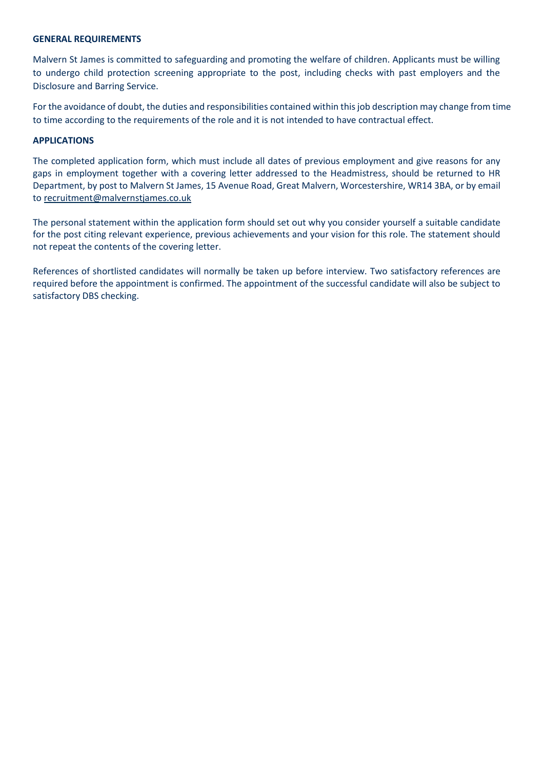**GENERAL REQUIREMENTS**

Malvern St James is committed to safeguarding and promoting the welfare of children. Applicants must be willing to undergo child protection screening appropriate to the post, including checks with past employers and the Disclosure and Barring Service.

For the avoidance of doubt, the duties and responsibilities contained within this job description may change from time to time according to the requirements of the role and it is not intended to have contractual effect.

**APPLICATIONS**

The completed application form, which must include all dates of previous employment and give reasons for any gaps in employment together with a covering letter addressed to the Headmistress, should be returned to HR Department, by post to Malvern St James, 15 Avenue Road, Great Malvern, Worcestershire, WR14 3BA, or by email to recruitment@malvernstjames.co.uk

The personal statement within the application form should set out why you consider yourself a suitable candidate for the post citing relevant experience, previous achievements and your vision for this role. The statement should not repeat the contents of the covering letter.

References of shortlisted candidates will normally be taken up before interview. Two satisfactory references are required before the appointment is confirmed. The appointment of the successful candidate will also be subject to satisfactory DBS checking.